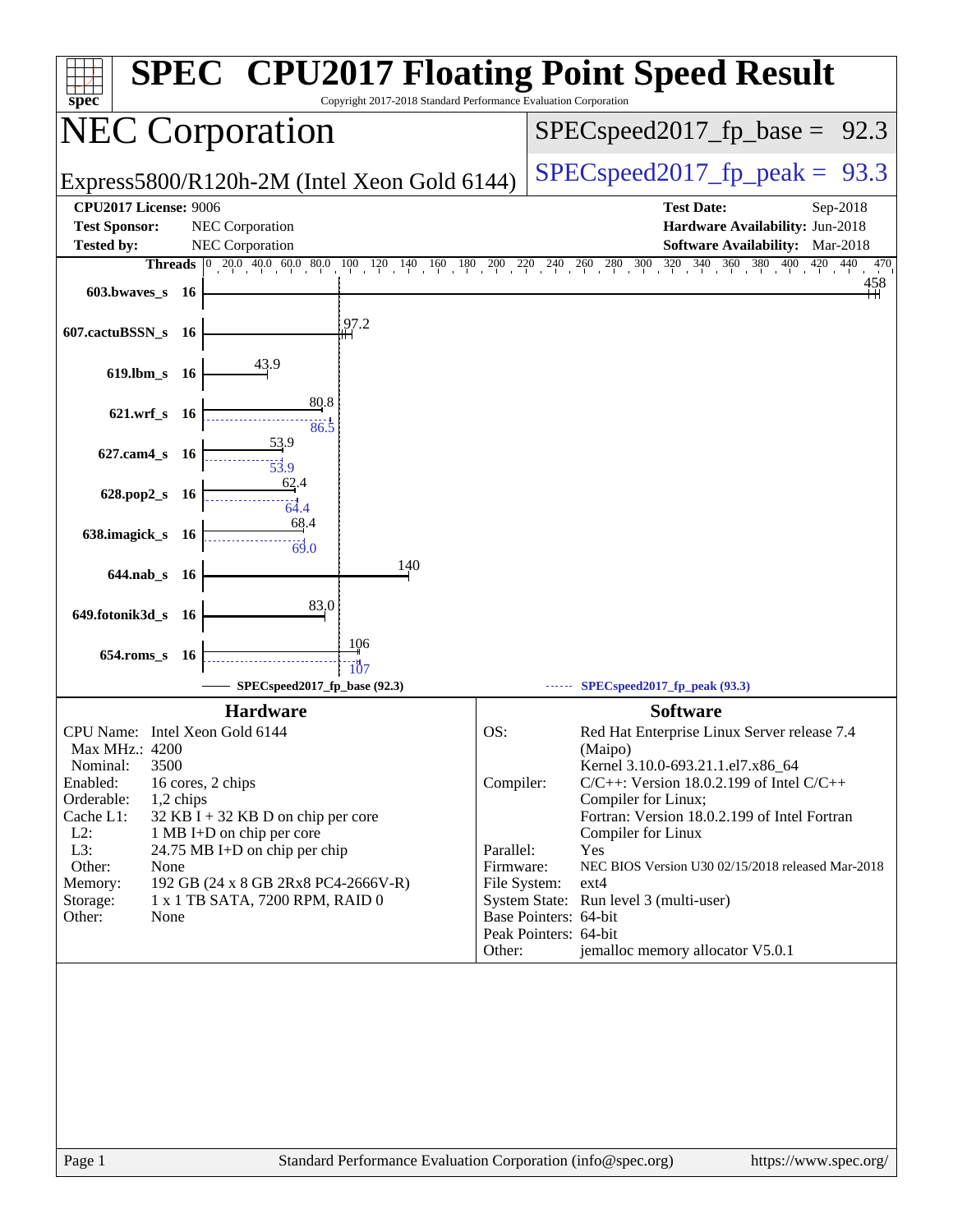# SPEC CPU2017 Floating Point Speed Result

Copyright 2017-2018 Standard Performance Evaluation Corporation

## NEC Corporation

Express5800/R120h-2M (Intel Xeon Gold 6144)

SPECspeed2017_fp_base = 92.3

SPECspeed2017_fp_peak = 93.3

**CPU2017 License:** 9006
**Test Sponsor:** NEC Corporation
**Tested by:** NEC Corporation

**Test Date:** Sep-2018
**Hardware Availability:** Jun-2018
**Software Availability:** Mar-2018

| Benchmark | Threads | Base | Peak |
|---|---|---|---|
| 603.bwaves_s | 16 | 458 | |
| 607.cactuBSSN_s | 16 | 97.2 | |
| 619.lbm_s | 16 | 43.9 | |
| 621.wrf_s | 16 | 80.8 | 86.5 |
| 627.cam4_s | 16 | 53.9 | 53.9 |
| 628.pop2_s | 16 | 62.4 | 64.4 |
| 638.imagick_s | 16 | 68.4 | 69.0 |
| 644.nab_s | 16 | 140 | |
| 649.fotonik3d_s | 16 | 83.0 | |
| 654.roms_s | 16 | 106 | 107 |

SPECspeed2017_fp_base (92.3) — SPECspeed2017_fp_peak (93.3)

### Hardware

| | |
|---|---|
| CPU Name: | Intel Xeon Gold 6144 |
| Max MHz.: | 4200 |
| Nominal: | 3500 |
| Enabled: | 16 cores, 2 chips |
| Orderable: | 1,2 chips |
| Cache L1: | 32 KB I + 32 KB D on chip per core |
| L2: | 1 MB I+D on chip per core |
| L3: | 24.75 MB I+D on chip per chip |
| Other: | None |
| Memory: | 192 GB (24 x 8 GB 2Rx8 PC4-2666V-R) |
| Storage: | 1 x 1 TB SATA, 7200 RPM, RAID 0 |
| Other: | None |

### Software

| | |
|---|---|
| OS: | Red Hat Enterprise Linux Server release 7.4 (Maipo) Kernel 3.10.0-693.21.1.el7.x86_64 |
| Compiler: | C/C++: Version 18.0.2.199 of Intel C/C++ Compiler for Linux; Fortran: Version 18.0.2.199 of Intel Fortran Compiler for Linux |
| Parallel: | Yes |
| Firmware: | NEC BIOS Version U30 02/15/2018 released Mar-2018 |
| File System: | ext4 |
| System State: | Run level 3 (multi-user) |
| Base Pointers: | 64-bit |
| Peak Pointers: | 64-bit |
| Other: | jemalloc memory allocator V5.0.1 |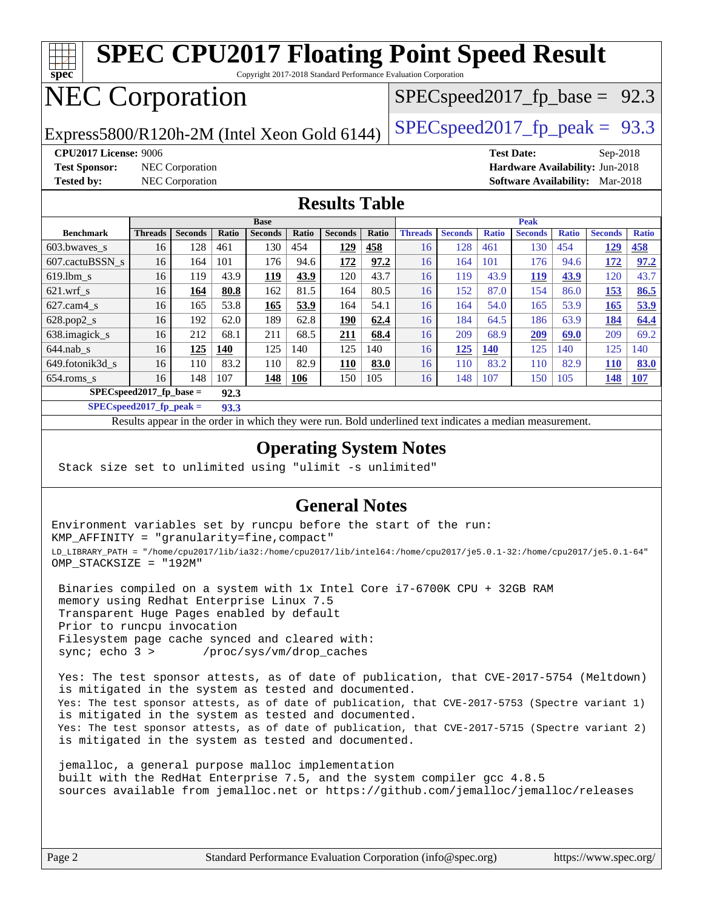# SPEC CPU2017 Floating Point Speed Result

Copyright 2017-2018 Standard Performance Evaluation Corporation

## NEC Corporation

Express5800/R120h-2M (Intel Xeon Gold 6144)

SPECspeed2017_fp_base = 92.3

SPECspeed2017_fp_peak = 93.3

**CPU2017 License:** 9006
**Test Sponsor:** NEC Corporation
**Tested by:** NEC Corporation

**Test Date:** Sep-2018
**Hardware Availability:** Jun-2018
**Software Availability:** Mar-2018

## Results Table

| | Base | | | | | | | Peak | | | | | | |
|---|---|---|---|---|---|---|---|---|---|---|---|---|---|---|
| **Benchmark** | **Threads** | **Seconds** | **Ratio** | **Seconds** | **Ratio** | **Seconds** | **Ratio** | **Threads** | **Seconds** | **Ratio** | **Seconds** | **Ratio** | **Seconds** | **Ratio** |
| 603.bwaves_s | 16 | 128 | 461 | 130 | 454 | **129** | **458** | 16 | 128 | 461 | 130 | 454 | **129** | **458** |
| 607.cactuBSSN_s | 16 | 164 | 101 | 176 | 94.6 | **172** | **97.2** | 16 | 164 | 101 | 176 | 94.6 | **172** | **97.2** |
| 619.lbm_s | 16 | 119 | 43.9 | **119** | **43.9** | 120 | 43.7 | 16 | 119 | 43.9 | **119** | **43.9** | 120 | 43.7 |
| 621.wrf_s | 16 | **164** | **80.8** | 162 | 81.5 | 164 | 80.5 | 16 | 152 | 87.0 | 154 | 86.0 | **153** | **86.5** |
| 627.cam4_s | 16 | 165 | 53.8 | **165** | **53.9** | 164 | 54.1 | 16 | 164 | 54.0 | 165 | 53.9 | **165** | **53.9** |
| 628.pop2_s | 16 | 192 | 62.0 | 189 | 62.8 | **190** | **62.4** | 16 | 184 | 64.5 | 186 | 63.9 | **184** | **64.4** |
| 638.imagick_s | 16 | 212 | 68.1 | 211 | 68.5 | **211** | **68.4** | 16 | 209 | 68.9 | **209** | **69.0** | 209 | 69.2 |
| 644.nab_s | 16 | **125** | **140** | 125 | 140 | 125 | 140 | 16 | **125** | **140** | 125 | 140 | 125 | 140 |
| 649.fotonik3d_s | 16 | 110 | 83.2 | 110 | 82.9 | **110** | **83.0** | 16 | 110 | 83.2 | 110 | 82.9 | **110** | **83.0** |
| 654.roms_s | 16 | 148 | 107 | **148** | **106** | 150 | 105 | 16 | 148 | 107 | 150 | 105 | **148** | **107** |

**SPECspeed2017_fp_base = 92.3**

**SPECspeed2017_fp_peak = 93.3**

Results appear in the order in which they were run. Bold underlined text indicates a median measurement.

## Operating System Notes

```
Stack size set to unlimited using "ulimit -s unlimited"
```

## General Notes

```
Environment variables set by runcpu before the start of the run:
KMP_AFFINITY = "granularity=fine,compact"
LD_LIBRARY_PATH = "/home/cpu2017/lib/ia32:/home/cpu2017/lib/intel64:/home/cpu2017/je5.0.1-32:/home/cpu2017/je5.0.1-64"
OMP_STACKSIZE = "192M"

 Binaries compiled on a system with 1x Intel Core i7-6700K CPU + 32GB RAM
 memory using Redhat Enterprise Linux 7.5
 Transparent Huge Pages enabled by default
 Prior to runcpu invocation
 Filesystem page cache synced and cleared with:
 sync; echo 3 >       /proc/sys/vm/drop_caches

 Yes: The test sponsor attests, as of date of publication, that CVE-2017-5754 (Meltdown)
 is mitigated in the system as tested and documented.
 Yes: The test sponsor attests, as of date of publication, that CVE-2017-5753 (Spectre variant 1)
 is mitigated in the system as tested and documented.
 Yes: The test sponsor attests, as of date of publication, that CVE-2017-5715 (Spectre variant 2)
 is mitigated in the system as tested and documented.

 jemalloc, a general purpose malloc implementation
 built with the RedHat Enterprise 7.5, and the system compiler gcc 4.8.5
 sources available from jemalloc.net or https://github.com/jemalloc/jemalloc/releases
```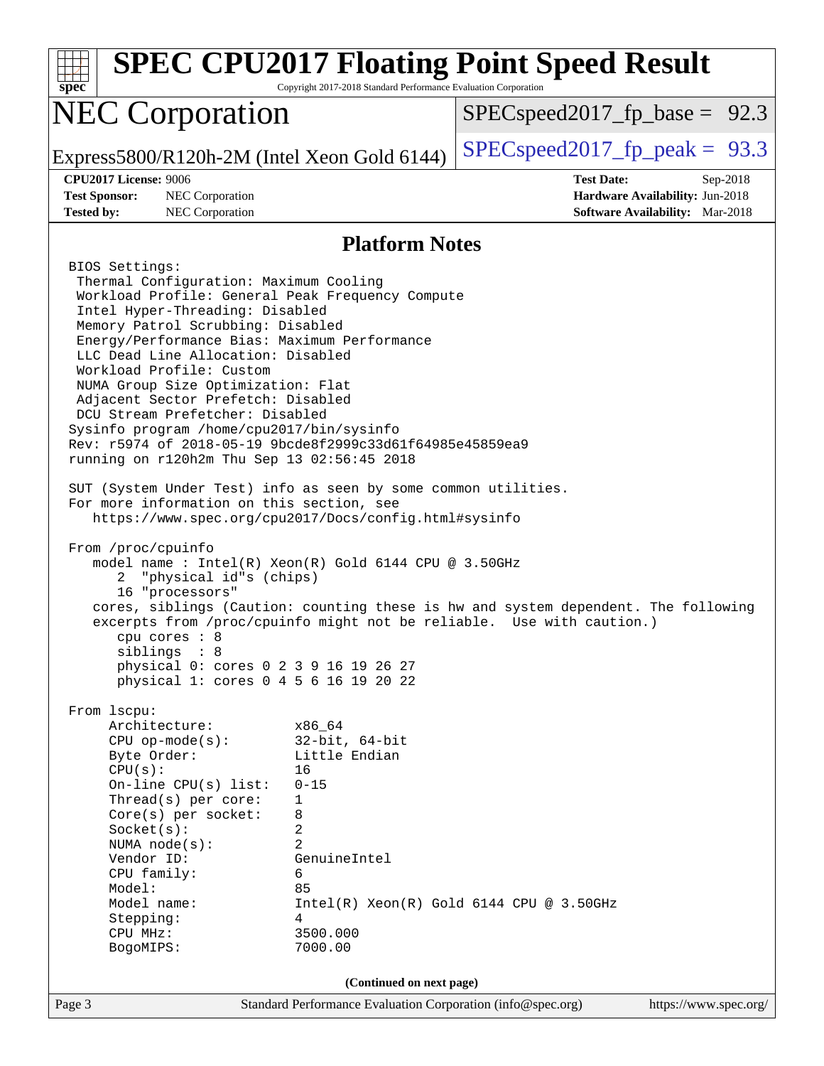# SPEC CPU2017 Floating Point Speed Result

Copyright 2017-2018 Standard Performance Evaluation Corporation

## NEC Corporation

Express5800/R120h-2M (Intel Xeon Gold 6144)

SPECspeed2017_fp_base = 92.3

SPECspeed2017_fp_peak = 93.3

**CPU2017 License:** 9006
**Test Sponsor:** NEC Corporation
**Tested by:** NEC Corporation

**Test Date:** Sep-2018
**Hardware Availability:** Jun-2018
**Software Availability:** Mar-2018

## Platform Notes

```
BIOS Settings:
 Thermal Configuration: Maximum Cooling
 Workload Profile: General Peak Frequency Compute
 Intel Hyper-Threading: Disabled
 Memory Patrol Scrubbing: Disabled
 Energy/Performance Bias: Maximum Performance
 LLC Dead Line Allocation: Disabled
 Workload Profile: Custom
 NUMA Group Size Optimization: Flat
 Adjacent Sector Prefetch: Disabled
 DCU Stream Prefetcher: Disabled
Sysinfo program /home/cpu2017/bin/sysinfo
Rev: r5974 of 2018-05-19 9bcde8f2999c33d61f64985e45859ea9
running on r120h2m Thu Sep 13 02:56:45 2018

SUT (System Under Test) info as seen by some common utilities.
For more information on this section, see
   https://www.spec.org/cpu2017/Docs/config.html#sysinfo

From /proc/cpuinfo
   model name : Intel(R) Xeon(R) Gold 6144 CPU @ 3.50GHz
      2  "physical id"s (chips)
      16 "processors"
   cores, siblings (Caution: counting these is hw and system dependent. The following
   excerpts from /proc/cpuinfo might not be reliable.  Use with caution.)
      cpu cores : 8
      siblings  : 8
      physical 0: cores 0 2 3 9 16 19 26 27
      physical 1: cores 0 4 5 6 16 19 20 22

From lscpu:
     Architecture:          x86_64
     CPU op-mode(s):        32-bit, 64-bit
     Byte Order:            Little Endian
     CPU(s):                16
     On-line CPU(s) list:   0-15
     Thread(s) per core:    1
     Core(s) per socket:    8
     Socket(s):             2
     NUMA node(s):          2
     Vendor ID:             GenuineIntel
     CPU family:            6
     Model:                 85
     Model name:            Intel(R) Xeon(R) Gold 6144 CPU @ 3.50GHz
     Stepping:              4
     CPU MHz:               3500.000
     BogoMIPS:              7000.00
```

(Continued on next page)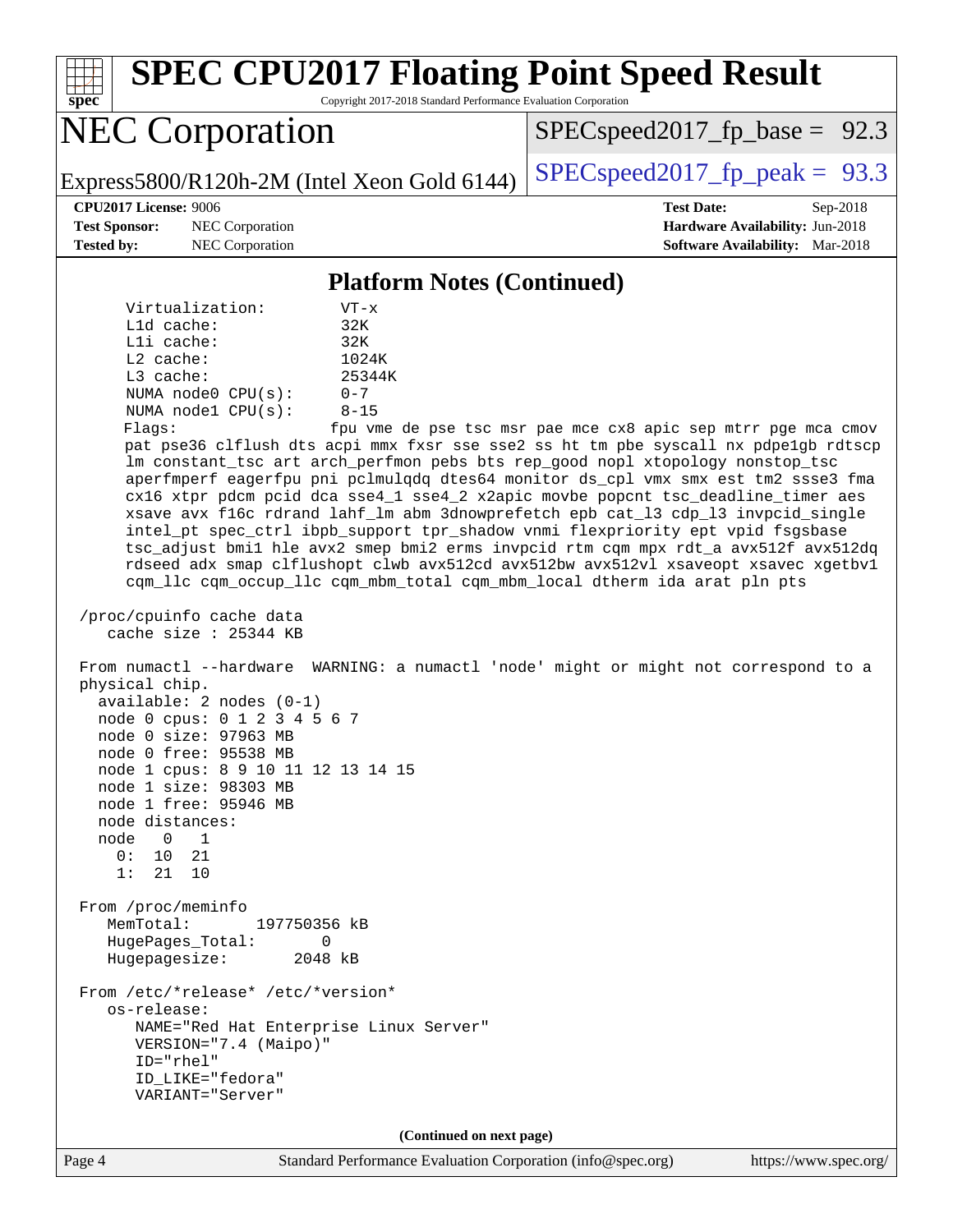## Platform Notes (Continued)

```
     Virtualization:        VT-x
     L1d cache:             32K
     L1i cache:             32K
     L2 cache:              1024K
     L3 cache:              25344K
     NUMA node0 CPU(s):     0-7
     NUMA node1 CPU(s):     8-15
     Flags:                 fpu vme de pse tsc msr pae mce cx8 apic sep mtrr pge mca cmov
     pat pse36 clflush dts acpi mmx fxsr sse sse2 ss ht tm pbe syscall nx pdpe1gb rdtscp
     lm constant_tsc art arch_perfmon pebs bts rep_good nopl xtopology nonstop_tsc
     aperfmperf eagerfpu pni pclmulqdq dtes64 monitor ds_cpl vmx smx est tm2 ssse3 fma
     cx16 xtpr pdcm pcid dca sse4_1 sse4_2 x2apic movbe popcnt tsc_deadline_timer aes
     xsave avx f16c rdrand lahf_lm abm 3dnowprefetch epb cat_l3 cdp_l3 invpcid_single
     intel_pt spec_ctrl ibpb_support tpr_shadow vnmi flexpriority ept vpid fsgsbase
     tsc_adjust bmi1 hle avx2 smep bmi2 erms invpcid rtm cqm mpx rdt_a avx512f avx512dq
     rdseed adx smap clflushopt clwb avx512cd avx512bw avx512vl xsaveopt xsavec xgetbv1
     cqm_llc cqm_occup_llc cqm_mbm_total cqm_mbm_local dtherm ida arat pln pts

 /proc/cpuinfo cache data
    cache size : 25344 KB

 From numactl --hardware  WARNING: a numactl 'node' might or might not correspond to a
 physical chip.
   available: 2 nodes (0-1)
   node 0 cpus: 0 1 2 3 4 5 6 7
   node 0 size: 97963 MB
   node 0 free: 95538 MB
   node 1 cpus: 8 9 10 11 12 13 14 15
   node 1 size: 98303 MB
   node 1 free: 95946 MB
   node distances:
   node   0   1
     0:  10  21
     1:  21  10

 From /proc/meminfo
    MemTotal:       197750356 kB
    HugePages_Total:       0
    Hugepagesize:       2048 kB

 From /etc/*release* /etc/*version*
    os-release:
       NAME="Red Hat Enterprise Linux Server"
       VERSION="7.4 (Maipo)"
       ID="rhel"
       ID_LIKE="fedora"
       VARIANT="Server"
```

(Continued on next page)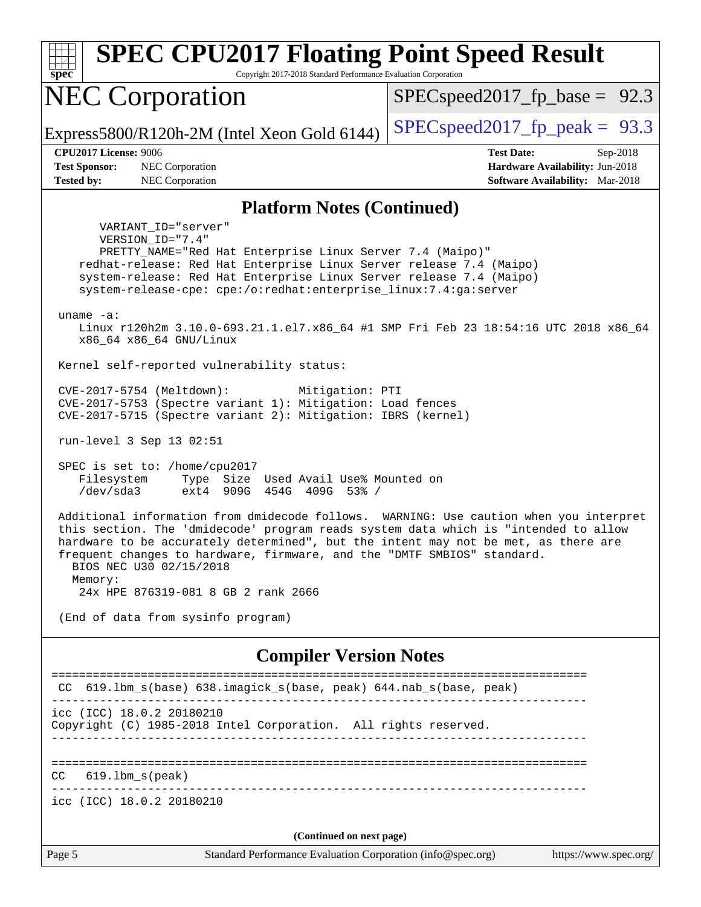## Platform Notes (Continued)

```
      VARIANT_ID="server"
      VERSION_ID="7.4"
      PRETTY_NAME="Red Hat Enterprise Linux Server 7.4 (Maipo)"
   redhat-release: Red Hat Enterprise Linux Server release 7.4 (Maipo)
   system-release: Red Hat Enterprise Linux Server release 7.4 (Maipo)
   system-release-cpe: cpe:/o:redhat:enterprise_linux:7.4:ga:server

uname -a:
   Linux r120h2m 3.10.0-693.21.1.el7.x86_64 #1 SMP Fri Feb 23 18:54:16 UTC 2018 x86_64
   x86_64 x86_64 GNU/Linux

Kernel self-reported vulnerability status:

CVE-2017-5754 (Meltdown):          Mitigation: PTI
CVE-2017-5753 (Spectre variant 1): Mitigation: Load fences
CVE-2017-5715 (Spectre variant 2): Mitigation: IBRS (kernel)

run-level 3 Sep 13 02:51

SPEC is set to: /home/cpu2017
   Filesystem     Type  Size  Used Avail Use% Mounted on
   /dev/sda3      ext4  909G  454G  409G  53% /

Additional information from dmidecode follows.  WARNING: Use caution when you interpret
this section. The 'dmidecode' program reads system data which is "intended to allow
hardware to be accurately determined", but the intent may not be met, as there are
frequent changes to hardware, firmware, and the "DMTF SMBIOS" standard.
  BIOS NEC U30 02/15/2018
  Memory:
   24x HPE 876319-081 8 GB 2 rank 2666

(End of data from sysinfo program)
```

## Compiler Version Notes

```
==============================================================================
 CC  619.lbm_s(base) 638.imagick_s(base, peak) 644.nab_s(base, peak)
------------------------------------------------------------------------------
icc (ICC) 18.0.2 20180210
Copyright (C) 1985-2018 Intel Corporation.  All rights reserved.
------------------------------------------------------------------------------

==============================================================================
CC   619.lbm_s(peak)
------------------------------------------------------------------------------
icc (ICC) 18.0.2 20180210
```

(Continued on next page)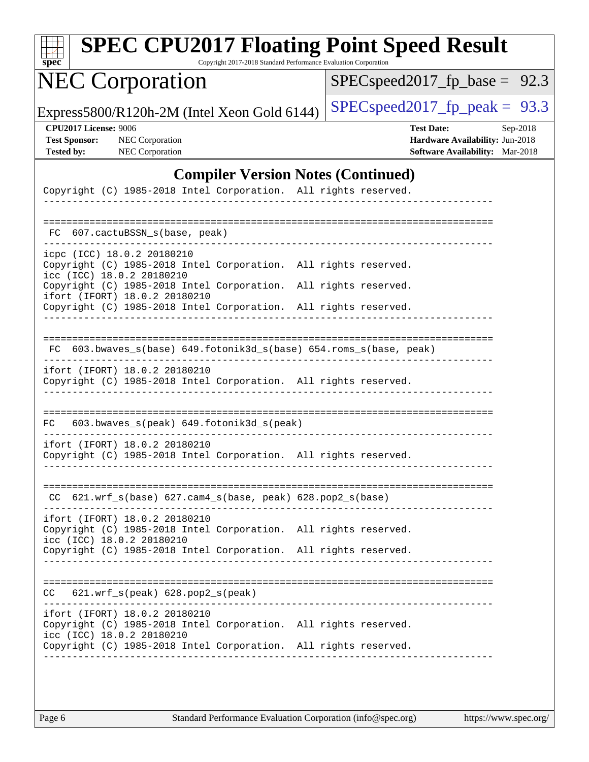## Compiler Version Notes (Continued)

```
Copyright (C) 1985-2018 Intel Corporation.  All rights reserved.
------------------------------------------------------------------------------

==============================================================================
 FC  607.cactuBSSN_s(base, peak)
------------------------------------------------------------------------------
icpc (ICC) 18.0.2 20180210
Copyright (C) 1985-2018 Intel Corporation.  All rights reserved.
icc (ICC) 18.0.2 20180210
Copyright (C) 1985-2018 Intel Corporation.  All rights reserved.
ifort (IFORT) 18.0.2 20180210
Copyright (C) 1985-2018 Intel Corporation.  All rights reserved.
------------------------------------------------------------------------------

==============================================================================
 FC  603.bwaves_s(base) 649.fotonik3d_s(base) 654.roms_s(base, peak)
------------------------------------------------------------------------------
ifort (IFORT) 18.0.2 20180210
Copyright (C) 1985-2018 Intel Corporation.  All rights reserved.
------------------------------------------------------------------------------

==============================================================================
FC   603.bwaves_s(peak) 649.fotonik3d_s(peak)
------------------------------------------------------------------------------
ifort (IFORT) 18.0.2 20180210
Copyright (C) 1985-2018 Intel Corporation.  All rights reserved.
------------------------------------------------------------------------------

==============================================================================
 CC  621.wrf_s(base) 627.cam4_s(base, peak) 628.pop2_s(base)
------------------------------------------------------------------------------
ifort (IFORT) 18.0.2 20180210
Copyright (C) 1985-2018 Intel Corporation.  All rights reserved.
icc (ICC) 18.0.2 20180210
Copyright (C) 1985-2018 Intel Corporation.  All rights reserved.
------------------------------------------------------------------------------

==============================================================================
CC   621.wrf_s(peak) 628.pop2_s(peak)
------------------------------------------------------------------------------
ifort (IFORT) 18.0.2 20180210
Copyright (C) 1985-2018 Intel Corporation.  All rights reserved.
icc (ICC) 18.0.2 20180210
Copyright (C) 1985-2018 Intel Corporation.  All rights reserved.
------------------------------------------------------------------------------
```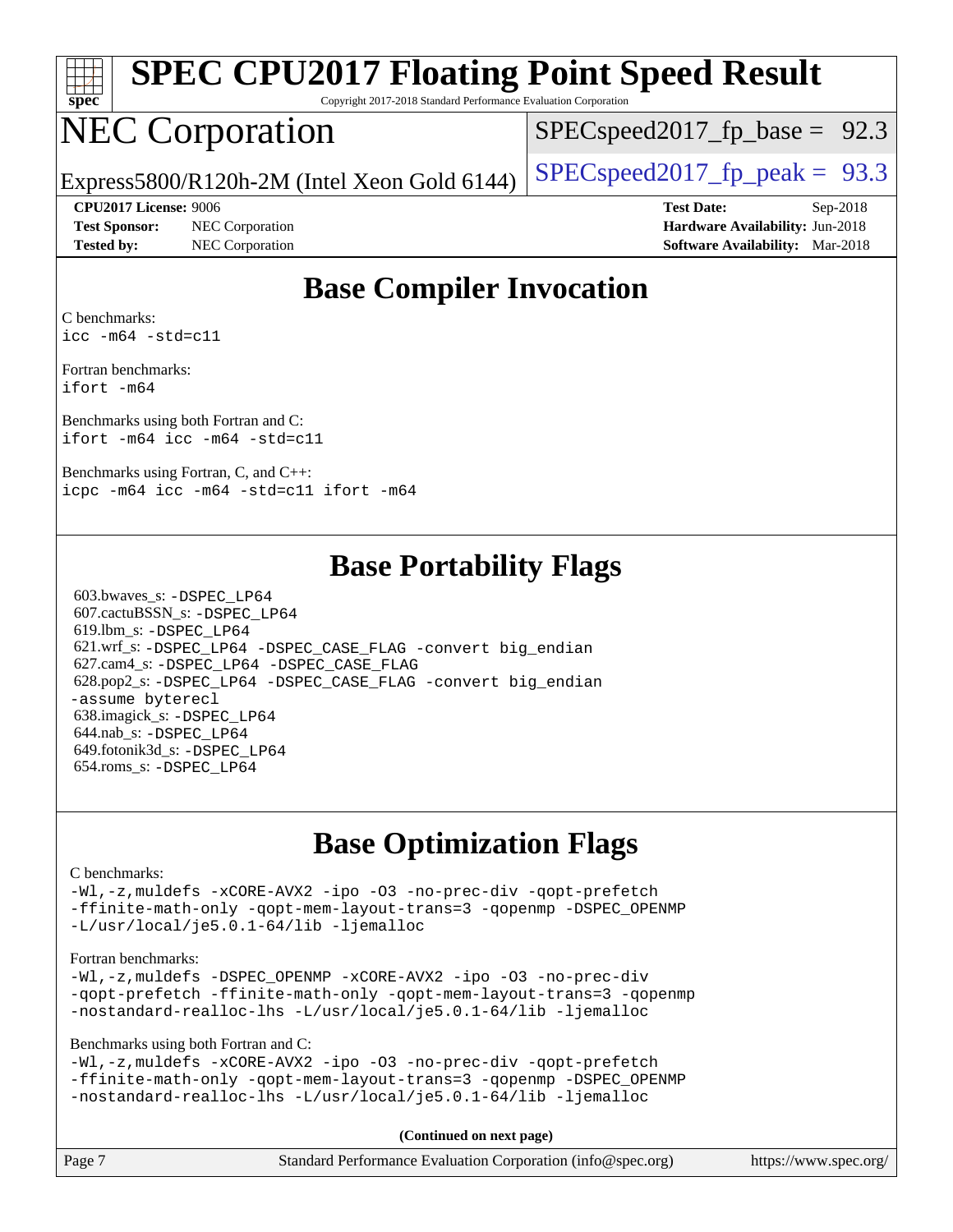# SPEC CPU2017 Floating Point Speed Result

Copyright 2017-2018 Standard Performance Evaluation Corporation

# NEC Corporation

Express5800/R120h-2M (Intel Xeon Gold 6144)

SPECspeed2017_fp_base = 92.3

SPECspeed2017_fp_peak = 93.3

**CPU2017 License:** 9006
**Test Sponsor:** NEC Corporation
**Tested by:** NEC Corporation

**Test Date:** Sep-2018
**Hardware Availability:** Jun-2018
**Software Availability:** Mar-2018

## Base Compiler Invocation

C benchmarks:
`icc -m64 -std=c11`

Fortran benchmarks:
`ifort -m64`

Benchmarks using both Fortran and C:
`ifort -m64 icc -m64 -std=c11`

Benchmarks using Fortran, C, and C++:
`icpc -m64 icc -m64 -std=c11 ifort -m64`

## Base Portability Flags

603.bwaves_s: `-DSPEC_LP64`
607.cactuBSSN_s: `-DSPEC_LP64`
619.lbm_s: `-DSPEC_LP64`
621.wrf_s: `-DSPEC_LP64 -DSPEC_CASE_FLAG -convert big_endian`
627.cam4_s: `-DSPEC_LP64 -DSPEC_CASE_FLAG`
628.pop2_s: `-DSPEC_LP64 -DSPEC_CASE_FLAG -convert big_endian -assume byterecl`
638.imagick_s: `-DSPEC_LP64`
644.nab_s: `-DSPEC_LP64`
649.fotonik3d_s: `-DSPEC_LP64`
654.roms_s: `-DSPEC_LP64`

## Base Optimization Flags

C benchmarks:
`-Wl,-z,muldefs -xCORE-AVX2 -ipo -O3 -no-prec-div -qopt-prefetch -ffinite-math-only -qopt-mem-layout-trans=3 -qopenmp -DSPEC_OPENMP -L/usr/local/je5.0.1-64/lib -ljemalloc`

Fortran benchmarks:
`-Wl,-z,muldefs -DSPEC_OPENMP -xCORE-AVX2 -ipo -O3 -no-prec-div -qopt-prefetch -ffinite-math-only -qopt-mem-layout-trans=3 -qopenmp -nostandard-realloc-lhs -L/usr/local/je5.0.1-64/lib -ljemalloc`

Benchmarks using both Fortran and C:
`-Wl,-z,muldefs -xCORE-AVX2 -ipo -O3 -no-prec-div -qopt-prefetch -ffinite-math-only -qopt-mem-layout-trans=3 -qopenmp -DSPEC_OPENMP -nostandard-realloc-lhs -L/usr/local/je5.0.1-64/lib -ljemalloc`

**(Continued on next page)**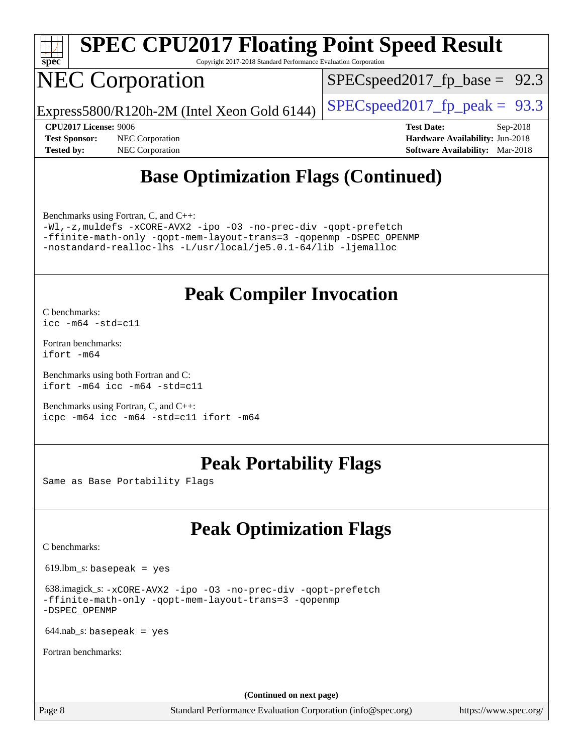## Base Optimization Flags (Continued)

Benchmarks using Fortran, C, and C++:

```
-Wl,-z,muldefs -xCORE-AVX2 -ipo -O3 -no-prec-div -qopt-prefetch
-ffinite-math-only -qopt-mem-layout-trans=3 -qopenmp -DSPEC_OPENMP
-nostandard-realloc-lhs -L/usr/local/je5.0.1-64/lib -ljemalloc
```

## Peak Compiler Invocation

C benchmarks:
```
icc -m64 -std=c11
```

Fortran benchmarks:
```
ifort -m64
```

Benchmarks using both Fortran and C:
```
ifort -m64 icc -m64 -std=c11
```

Benchmarks using Fortran, C, and C++:
```
icpc -m64 icc -m64 -std=c11 ifort -m64
```

## Peak Portability Flags

Same as Base Portability Flags

## Peak Optimization Flags

C benchmarks:

619.lbm_s: `basepeak = yes`

638.imagick_s: `-xCORE-AVX2 -ipo -O3 -no-prec-div -qopt-prefetch -ffinite-math-only -qopt-mem-layout-trans=3 -qopenmp -DSPEC_OPENMP`

644.nab_s: `basepeak = yes`

Fortran benchmarks:

**(Continued on next page)**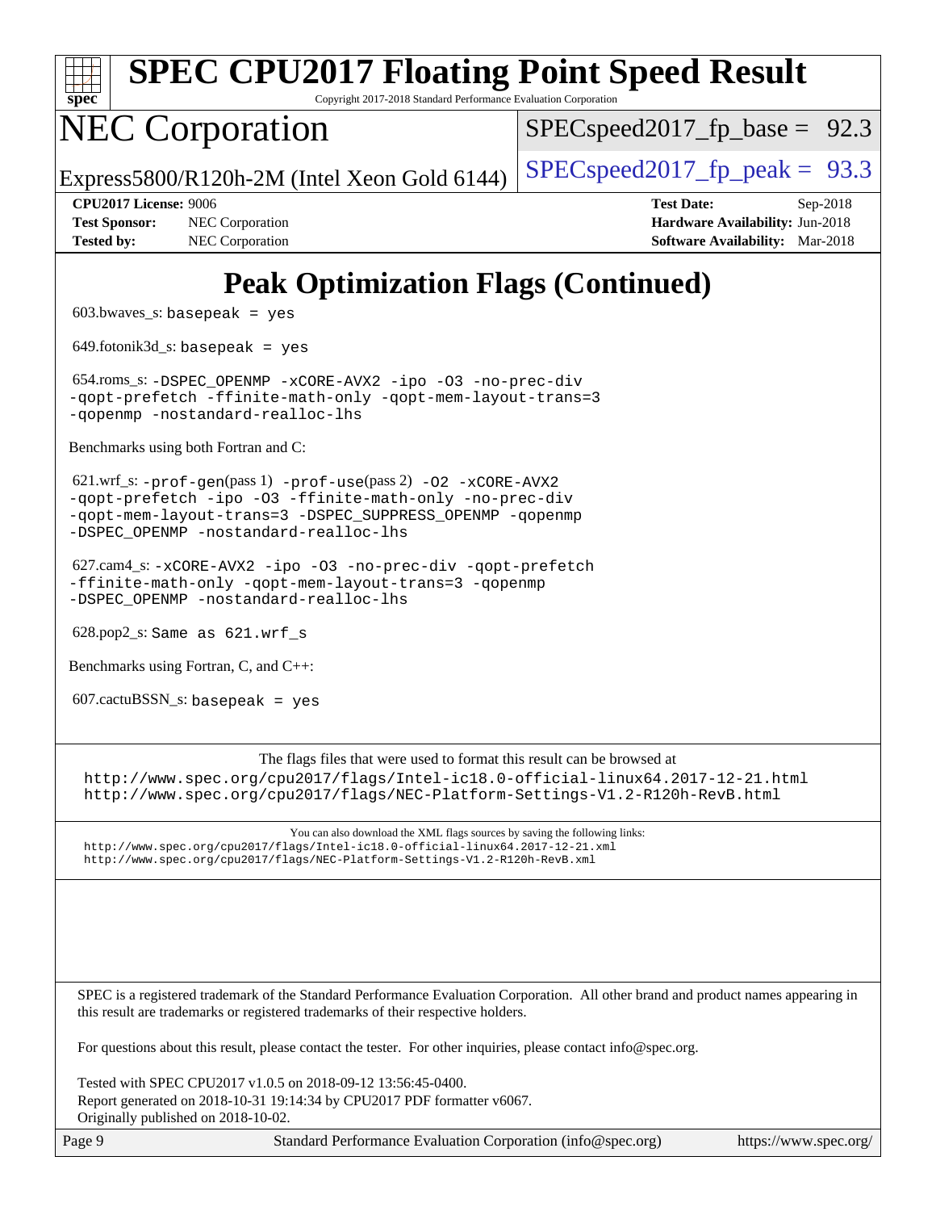# SPEC CPU2017 Floating Point Speed Result

Copyright 2017-2018 Standard Performance Evaluation Corporation

# NEC Corporation

Express5800/R120h-2M (Intel Xeon Gold 6144)

SPECspeed2017_fp_base = 92.3

SPECspeed2017_fp_peak = 93.3

**CPU2017 License:** 9006
**Test Sponsor:** NEC Corporation
**Tested by:** NEC Corporation

**Test Date:** Sep-2018
**Hardware Availability:** Jun-2018
**Software Availability:** Mar-2018

## Peak Optimization Flags (Continued)

603.bwaves_s: basepeak = yes

649.fotonik3d_s: basepeak = yes

654.roms_s: -DSPEC_OPENMP -xCORE-AVX2 -ipo -O3 -no-prec-div -qopt-prefetch -ffinite-math-only -qopt-mem-layout-trans=3 -qopenmp -nostandard-realloc-lhs

Benchmarks using both Fortran and C:

621.wrf_s: -prof-gen(pass 1) -prof-use(pass 2) -O2 -xCORE-AVX2 -qopt-prefetch -ipo -O3 -ffinite-math-only -no-prec-div -qopt-mem-layout-trans=3 -DSPEC_SUPPRESS_OPENMP -qopenmp -DSPEC_OPENMP -nostandard-realloc-lhs

627.cam4_s: -xCORE-AVX2 -ipo -O3 -no-prec-div -qopt-prefetch -ffinite-math-only -qopt-mem-layout-trans=3 -qopenmp -DSPEC_OPENMP -nostandard-realloc-lhs

628.pop2_s: Same as 621.wrf_s

Benchmarks using Fortran, C, and C++:

607.cactuBSSN_s: basepeak = yes

The flags files that were used to format this result can be browsed at
http://www.spec.org/cpu2017/flags/Intel-ic18.0-official-linux64.2017-12-21.html
http://www.spec.org/cpu2017/flags/NEC-Platform-Settings-V1.2-R120h-RevB.html

You can also download the XML flags sources by saving the following links:
http://www.spec.org/cpu2017/flags/Intel-ic18.0-official-linux64.2017-12-21.xml
http://www.spec.org/cpu2017/flags/NEC-Platform-Settings-V1.2-R120h-RevB.xml

SPEC is a registered trademark of the Standard Performance Evaluation Corporation. All other brand and product names appearing in this result are trademarks or registered trademarks of their respective holders.

For questions about this result, please contact the tester. For other inquiries, please contact info@spec.org.

Tested with SPEC CPU2017 v1.0.5 on 2018-09-12 13:56:45-0400.
Report generated on 2018-10-31 19:14:34 by CPU2017 PDF formatter v6067.
Originally published on 2018-10-02.